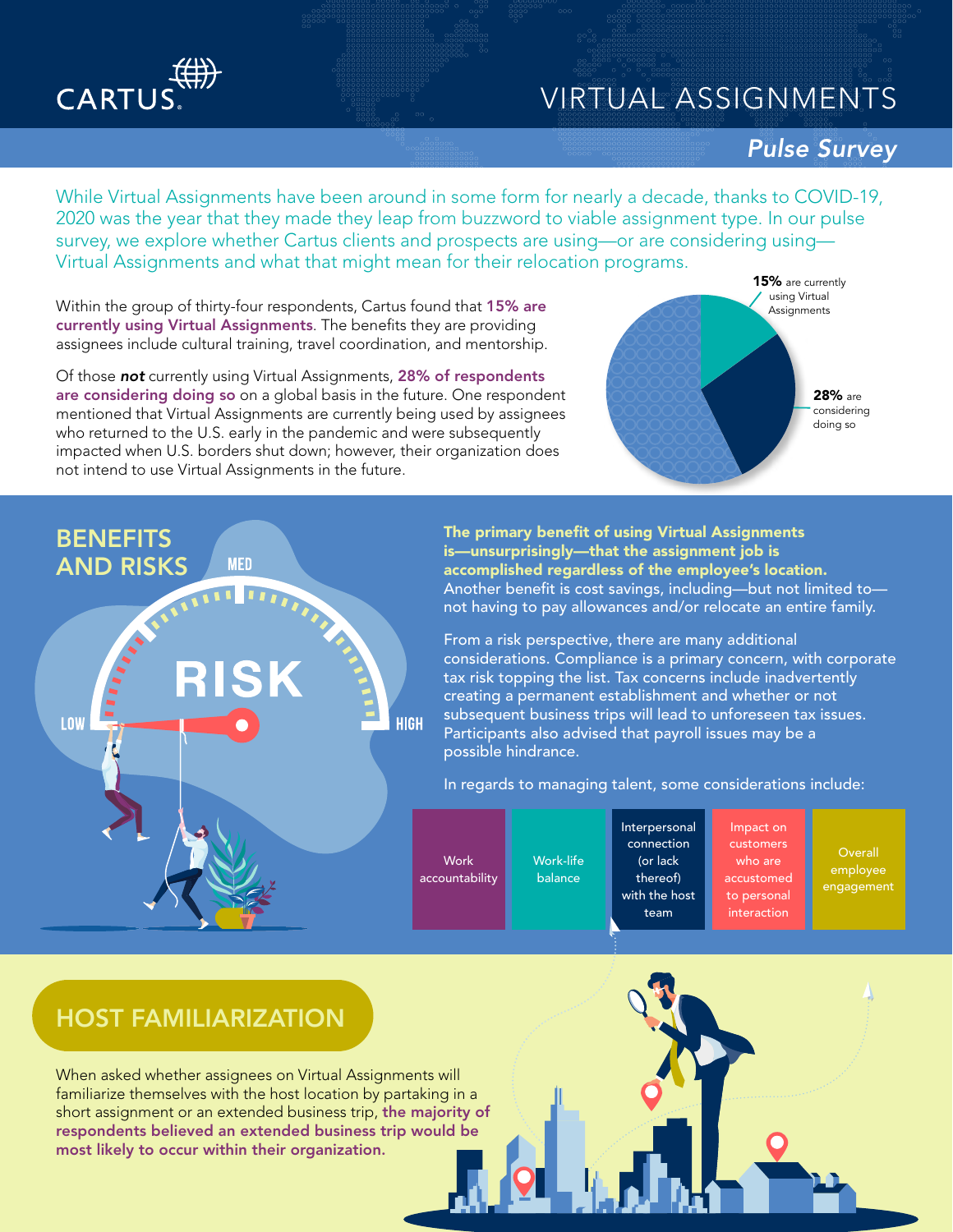# VIRTUAL ASSIGNMENTS

## Pulse Survey

While Virtual Assignments have been around in some form for nearly a decade, thanks to COVID-19, 2020 was the year that they made they leap from buzzword to viable assignment type. In our pulse survey, we explore whether Cartus clients and prospects are using—or are considering using—Virtual Assignments and what that might mean for their relocation programs.

Within the group of thirty-four respondents, Cartus found that **15% are currently using Virtual Assignments**. The benefits they are providing assignees include cultural training, travel coordination, and mentorship.

Of those ***not*** currently using Virtual Assignments, **28% of respondents are considering doing so** on a global basis in the future. One respondent mentioned that Virtual Assignments are currently being used by assignees who returned to the U.S. early in the pandemic and were subsequently impacted when U.S. borders shut down; however, their organization does not intend to use Virtual Assignments in the future.

**15%** are currently using Virtual Assignments

**28%** are considering doing so

## BENEFITS AND RISKS

**The primary benefit of using Virtual Assignments is—unsurprisingly—that the assignment job is accomplished regardless of the employee's location.** Another benefit is cost savings, including—but not limited to—not having to pay allowances and/or relocate an entire family.

From a risk perspective, there are many additional considerations. Compliance is a primary concern, with corporate tax risk topping the list. Tax concerns include inadvertently creating a permanent establishment and whether or not subsequent business trips will lead to unforeseen tax issues. Participants also advised that payroll issues may be a possible hindrance.

In regards to managing talent, some considerations include:

- Work accountability
- Work-life balance
- Interpersonal connection (or lack thereof) with the host team
- Impact on customers who are accustomed to personal interaction
- Overall employee engagement

## HOST FAMILIARIZATION

When asked whether assignees on Virtual Assignments will familiarize themselves with the host location by partaking in a short assignment or an extended business trip, **the majority of respondents believed an extended business trip would be most likely to occur within their organization.**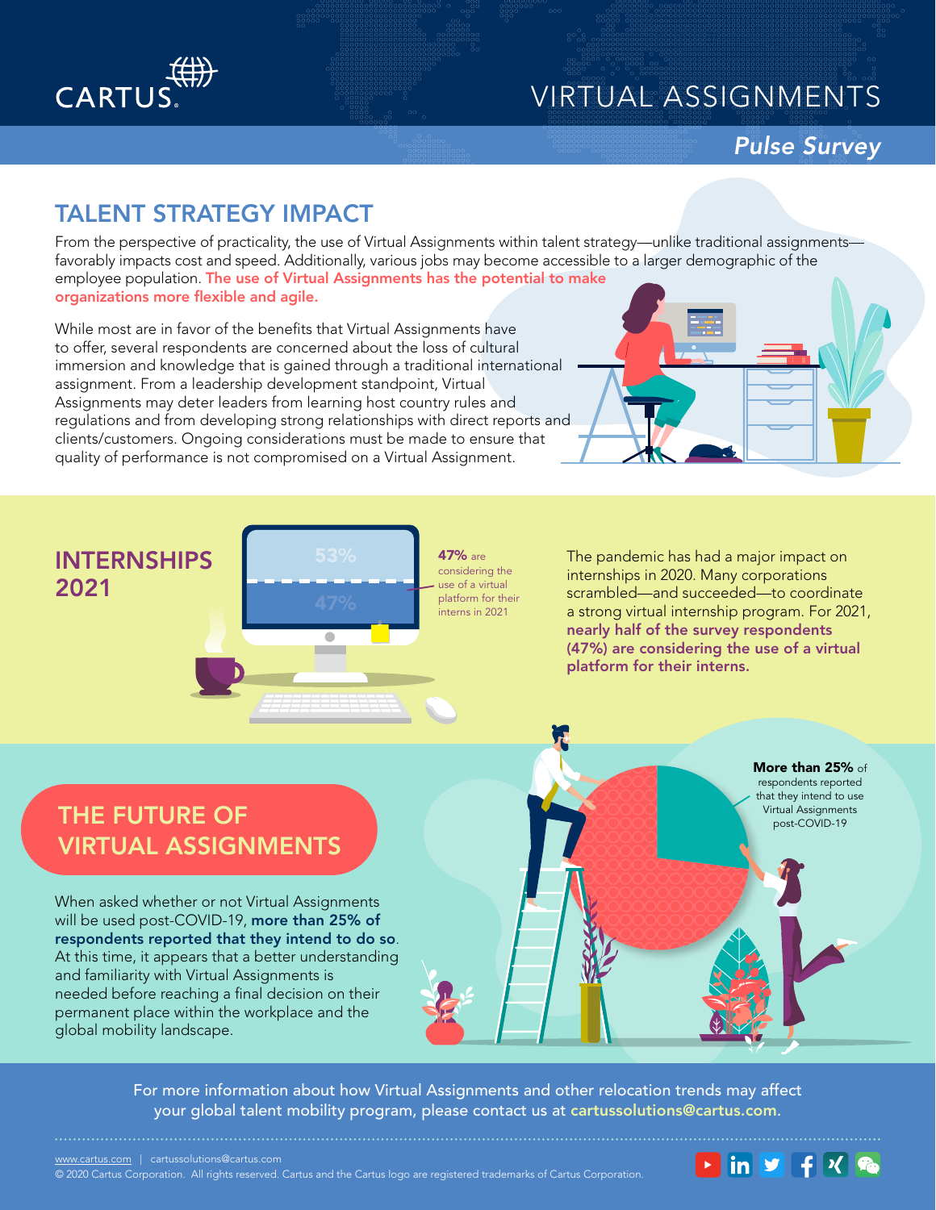# VIRTUAL ASSIGNMENTS

*Pulse Survey*

## TALENT STRATEGY IMPACT

From the perspective of practicality, the use of Virtual Assignments within talent strategy—unlike traditional assignments—favorably impacts cost and speed. Additionally, various jobs may become accessible to a larger demographic of the employee population. **The use of Virtual Assignments has the potential to make organizations more flexible and agile.**

While most are in favor of the benefits that Virtual Assignments have to offer, several respondents are concerned about the loss of cultural immersion and knowledge that is gained through a traditional international assignment. From a leadership development standpoint, Virtual Assignments may deter leaders from learning host country rules and regulations and from developing strong relationships with direct reports and clients/customers. Ongoing considerations must be made to ensure that quality of performance is not compromised on a Virtual Assignment.

## INTERNSHIPS 2021

53%

47%

**47%** are considering the use of a virtual platform for their interns in 2021

The pandemic has had a major impact on internships in 2020. Many corporations scrambled—and succeeded—to coordinate a strong virtual internship program. For 2021, **nearly half of the survey respondents (47%) are considering the use of a virtual platform for their interns.**

## THE FUTURE OF VIRTUAL ASSIGNMENTS

When asked whether or not Virtual Assignments will be used post-COVID-19, **more than 25% of respondents reported that they intend to do so**. At this time, it appears that a better understanding and familiarity with Virtual Assignments is needed before reaching a final decision on their permanent place within the workplace and the global mobility landscape.

**More than 25%** of respondents reported that they intend to use Virtual Assignments post-COVID-19

For more information about how Virtual Assignments and other relocation trends may affect your global talent mobility program, please contact us at **cartussolutions@cartus.com**.

www.cartus.com | cartussolutions@cartus.com

© 2020 Cartus Corporation. All rights reserved. Cartus and the Cartus logo are registered trademarks of Cartus Corporation.